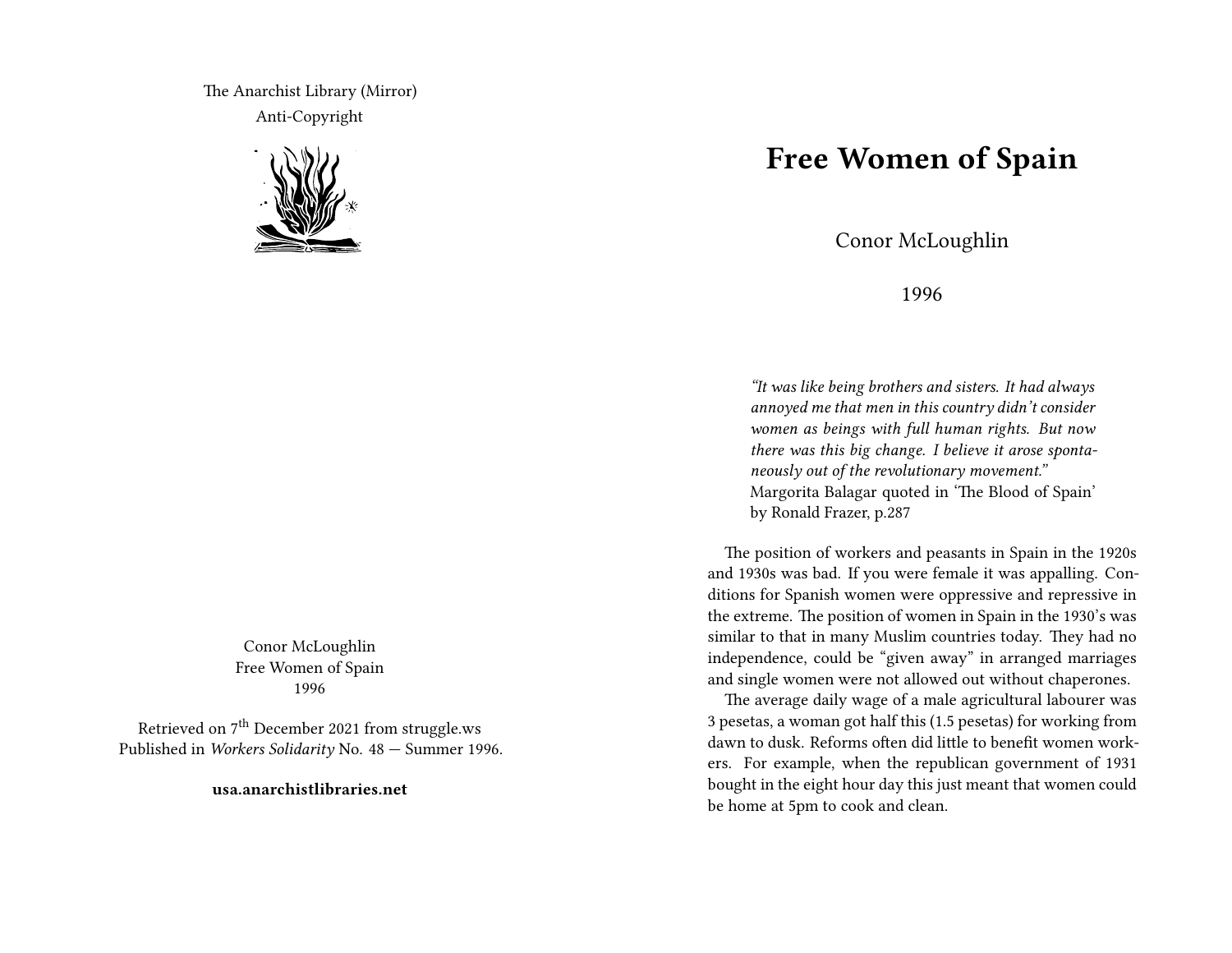The Anarchist Library (Mirror)
Anti-Copyright

Conor McLoughlin
Free Women of Spain
1996

Retrieved on 7th December 2021 from struggle.ws
Published in *Workers Solidarity* No. 48 — Summer 1996.

**usa.anarchistlibraries.net**

# Free Women of Spain

Conor McLoughlin

1996

> *"It was like being brothers and sisters. It had always annoyed me that men in this country didn't consider women as beings with full human rights. But now there was this big change. I believe it arose spontaneously out of the revolutionary movement."*
> Margorita Balagar quoted in 'The Blood of Spain' by Ronald Frazer, p.287

The position of workers and peasants in Spain in the 1920s and 1930s was bad. If you were female it was appalling. Conditions for Spanish women were oppressive and repressive in the extreme. The position of women in Spain in the 1930's was similar to that in many Muslim countries today. They had no independence, could be "given away" in arranged marriages and single women were not allowed out without chaperones.

The average daily wage of a male agricultural labourer was 3 pesetas, a woman got half this (1.5 pesetas) for working from dawn to dusk. Reforms often did little to benefit women workers. For example, when the republican government of 1931 bought in the eight hour day this just meant that women could be home at 5pm to cook and clean.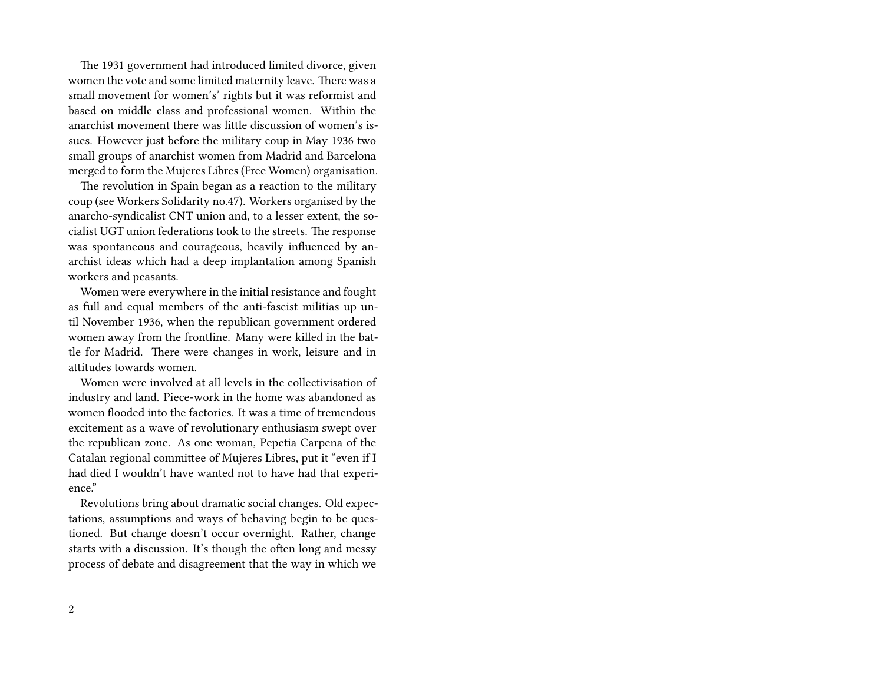The 1931 government had introduced limited divorce, given women the vote and some limited maternity leave. There was a small movement for women's' rights but it was reformist and based on middle class and professional women. Within the anarchist movement there was little discussion of women's issues. However just before the military coup in May 1936 two small groups of anarchist women from Madrid and Barcelona merged to form the Mujeres Libres (Free Women) organisation.

The revolution in Spain began as a reaction to the military coup (see Workers Solidarity no.47). Workers organised by the anarcho-syndicalist CNT union and, to a lesser extent, the socialist UGT union federations took to the streets. The response was spontaneous and courageous, heavily influenced by anarchist ideas which had a deep implantation among Spanish workers and peasants.

Women were everywhere in the initial resistance and fought as full and equal members of the anti-fascist militias up until November 1936, when the republican government ordered women away from the frontline. Many were killed in the battle for Madrid. There were changes in work, leisure and in attitudes towards women.

Women were involved at all levels in the collectivisation of industry and land. Piece-work in the home was abandoned as women flooded into the factories. It was a time of tremendous excitement as a wave of revolutionary enthusiasm swept over the republican zone. As one woman, Pepetia Carpena of the Catalan regional committee of Mujeres Libres, put it "even if I had died I wouldn't have wanted not to have had that experience."

Revolutions bring about dramatic social changes. Old expectations, assumptions and ways of behaving begin to be questioned. But change doesn't occur overnight. Rather, change starts with a discussion. It's though the often long and messy process of debate and disagreement that the way in which we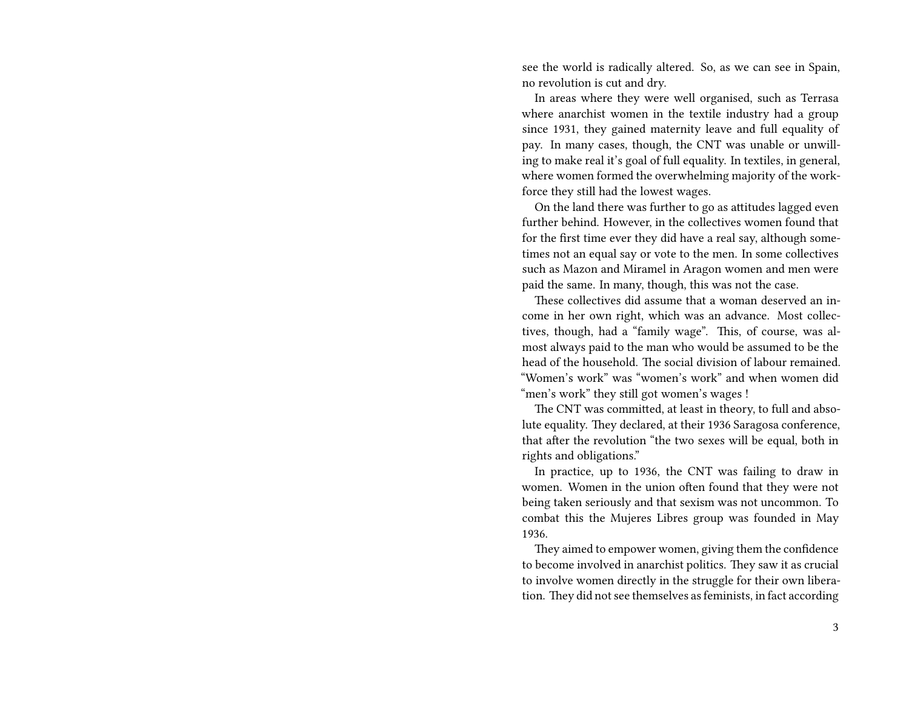see the world is radically altered. So, as we can see in Spain, no revolution is cut and dry.

In areas where they were well organised, such as Terrasa where anarchist women in the textile industry had a group since 1931, they gained maternity leave and full equality of pay. In many cases, though, the CNT was unable or unwilling to make real it's goal of full equality. In textiles, in general, where women formed the overwhelming majority of the workforce they still had the lowest wages.

On the land there was further to go as attitudes lagged even further behind. However, in the collectives women found that for the first time ever they did have a real say, although sometimes not an equal say or vote to the men. In some collectives such as Mazon and Miramel in Aragon women and men were paid the same. In many, though, this was not the case.

These collectives did assume that a woman deserved an income in her own right, which was an advance. Most collectives, though, had a "family wage". This, of course, was almost always paid to the man who would be assumed to be the head of the household. The social division of labour remained. "Women's work" was "women's work" and when women did "men's work" they still got women's wages !

The CNT was committed, at least in theory, to full and absolute equality. They declared, at their 1936 Saragosa conference, that after the revolution "the two sexes will be equal, both in rights and obligations."

In practice, up to 1936, the CNT was failing to draw in women. Women in the union often found that they were not being taken seriously and that sexism was not uncommon. To combat this the Mujeres Libres group was founded in May 1936.

They aimed to empower women, giving them the confidence to become involved in anarchist politics. They saw it as crucial to involve women directly in the struggle for their own liberation. They did not see themselves as feminists, in fact according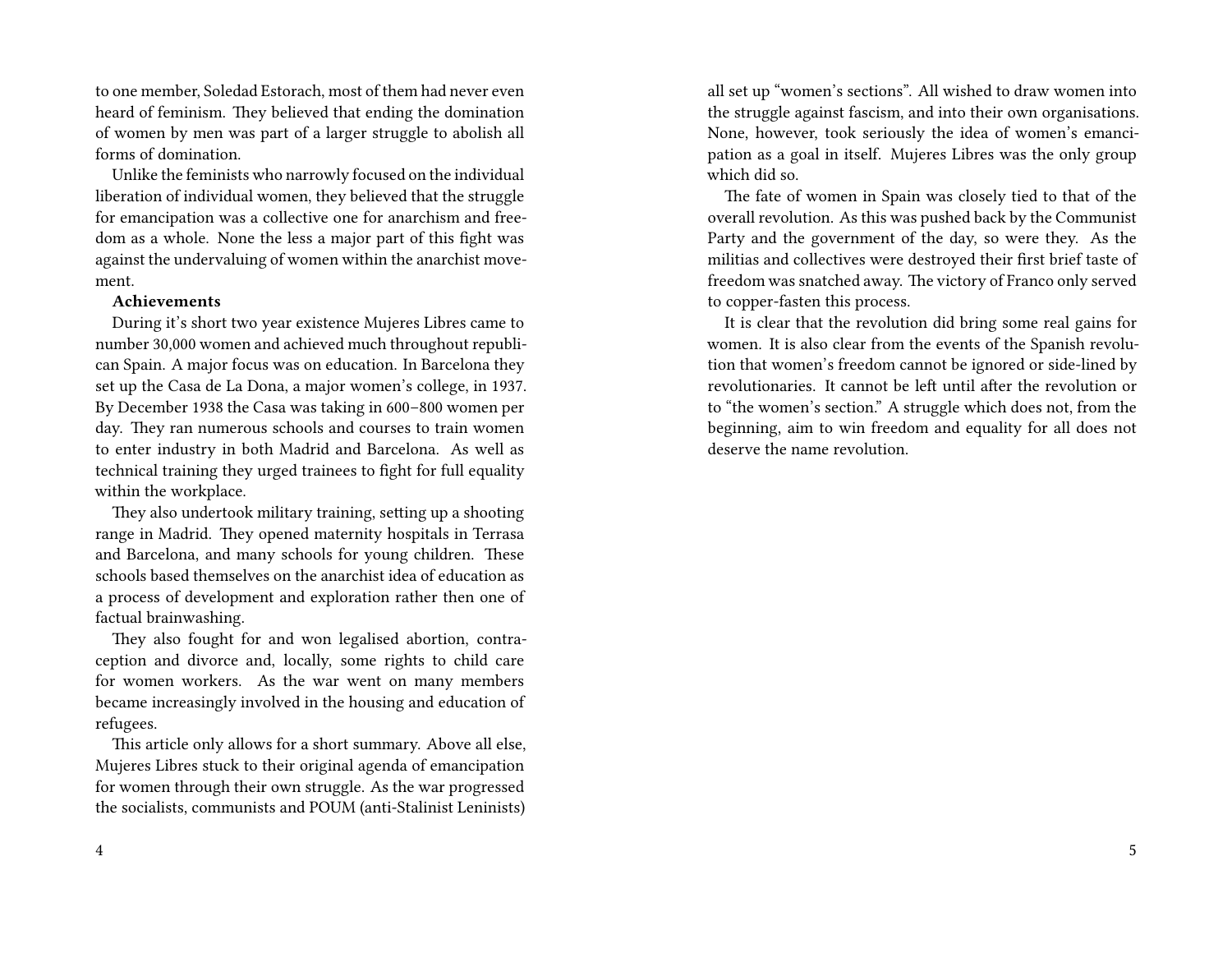to one member, Soledad Estorach, most of them had never even heard of feminism. They believed that ending the domination of women by men was part of a larger struggle to abolish all forms of domination.

Unlike the feminists who narrowly focused on the individual liberation of individual women, they believed that the struggle for emancipation was a collective one for anarchism and freedom as a whole. None the less a major part of this fight was against the undervaluing of women within the anarchist movement.

**Achievements**

During it's short two year existence Mujeres Libres came to number 30,000 women and achieved much throughout republican Spain. A major focus was on education. In Barcelona they set up the Casa de La Dona, a major women's college, in 1937. By December 1938 the Casa was taking in 600–800 women per day. They ran numerous schools and courses to train women to enter industry in both Madrid and Barcelona. As well as technical training they urged trainees to fight for full equality within the workplace.

They also undertook military training, setting up a shooting range in Madrid. They opened maternity hospitals in Terrasa and Barcelona, and many schools for young children. These schools based themselves on the anarchist idea of education as a process of development and exploration rather then one of factual brainwashing.

They also fought for and won legalised abortion, contraception and divorce and, locally, some rights to child care for women workers. As the war went on many members became increasingly involved in the housing and education of refugees.

This article only allows for a short summary. Above all else, Mujeres Libres stuck to their original agenda of emancipation for women through their own struggle. As the war progressed the socialists, communists and POUM (anti-Stalinist Leninists) all set up "women's sections". All wished to draw women into the struggle against fascism, and into their own organisations. None, however, took seriously the idea of women's emancipation as a goal in itself. Mujeres Libres was the only group which did so.

The fate of women in Spain was closely tied to that of the overall revolution. As this was pushed back by the Communist Party and the government of the day, so were they. As the militias and collectives were destroyed their first brief taste of freedom was snatched away. The victory of Franco only served to copper-fasten this process.

It is clear that the revolution did bring some real gains for women. It is also clear from the events of the Spanish revolution that women's freedom cannot be ignored or side-lined by revolutionaries. It cannot be left until after the revolution or to "the women's section." A struggle which does not, from the beginning, aim to win freedom and equality for all does not deserve the name revolution.